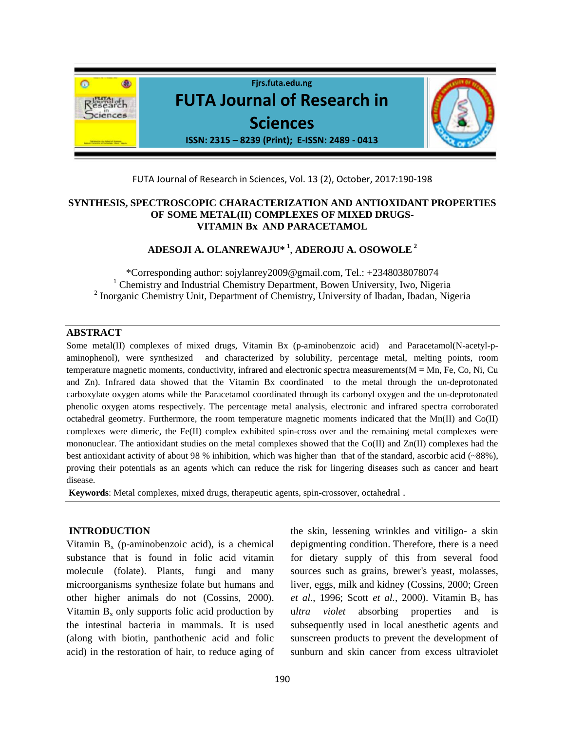# SYNTHESIS, SPECTROSCOPIC CHARACTERIZATION AND ANTIOXIDANT PROPERTIES OF SOME METAL(II) COMPLEXES OF MIXED DRUGS-VITAMIN Bx AND PARACETAMOL

**ADESOJI A. OLANREWAJU*[1], ADEROJU A. OSOWOLE[2]**

*Corresponding author: sojylanrey2009@gmail.com, Tel.: +2348038078074

[1] Chemistry and Industrial Chemistry Department, Bowen University, Iwo, Nigeria

[2] Inorganic Chemistry Unit, Department of Chemistry, University of Ibadan, Ibadan, Nigeria

## ABSTRACT

Some metal(II) complexes of mixed drugs, Vitamin Bx (p-aminobenzoic acid) and Paracetamol(N-acetyl-p-aminophenol), were synthesized and characterized by solubility, percentage metal, melting points, room temperature magnetic moments, conductivity, infrared and electronic spectra measurements(M = Mn, Fe, Co, Ni, Cu and Zn). Infrared data showed that the Vitamin Bx coordinated to the metal through the un-deprotonated carboxylate oxygen atoms while the Paracetamol coordinated through its carbonyl oxygen and the un-deprotonated phenolic oxygen atoms respectively. The percentage metal analysis, electronic and infrared spectra corroborated octahedral geometry. Furthermore, the room temperature magnetic moments indicated that the Mn(II) and Co(II) complexes were dimeric, the Fe(II) complex exhibited spin-cross over and the remaining metal complexes were mononuclear. The antioxidant studies on the metal complexes showed that the Co(II) and Zn(II) complexes had the best antioxidant activity of about 98 % inhibition, which was higher than that of the standard, ascorbic acid (~88%), proving their potentials as an agents which can reduce the risk for lingering diseases such as cancer and heart disease.

**Keywords**: Metal complexes, mixed drugs, therapeutic agents, spin-crossover, octahedral .

## INTRODUCTION

Vitamin $B_x$ (p-aminobenzoic acid), is a chemical substance that is found in folic acid vitamin molecule (folate). Plants, fungi and many microorganisms synthesize folate but humans and other higher animals do not (Cossins, 2000). Vitamin $B_x$ only supports folic acid production by the intestinal bacteria in mammals. It is used (along with biotin, panthothenic acid and folic acid) in the restoration of hair, to reduce aging of the skin, lessening wrinkles and vitiligo- a skin depigmenting condition. Therefore, there is a need for dietary supply of this from several food sources such as grains, brewer's yeast, molasses, liver, eggs, milk and kidney (Cossins, 2000; Green *et al*., 1996; Scott *et al*., 2000). Vitamin $B_x$ has u*ltra violet* absorbing properties and is subsequently used in local anesthetic agents and sunscreen products to prevent the development of sunburn and skin cancer from excess ultraviolet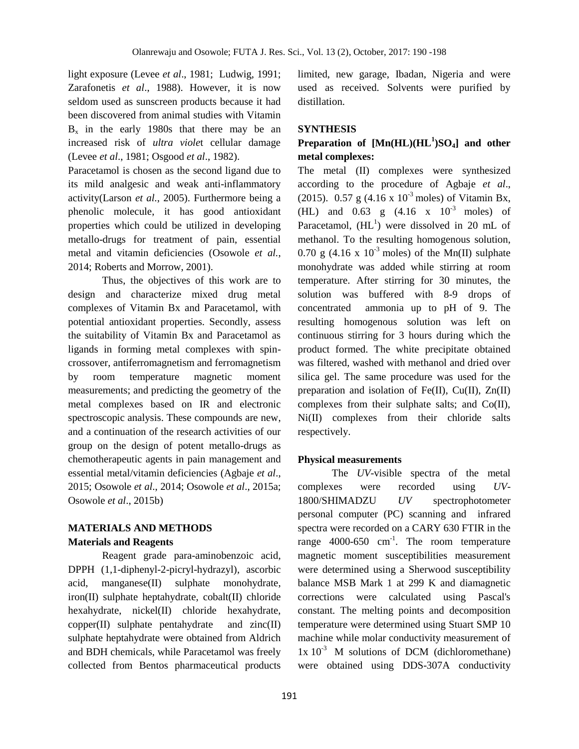light exposure (Levee *et al*., 1981; Ludwig, 1991; Zarafonetis *et al*., 1988). However, it is now seldom used as sunscreen products because it had been discovered from animal studies with Vitamin $B_x$ in the early 1980s that there may be an increased risk of *ultra violet* cellular damage (Levee *et al*., 1981; Osgood *et al*., 1982).

Paracetamol is chosen as the second ligand due to its mild analgesic and weak anti-inflammatory activity(Larson *et al.*, 2005). Furthermore being a phenolic molecule, it has good antioxidant properties which could be utilized in developing metallo-drugs for treatment of pain, essential metal and vitamin deficiencies (Osowole *et al*., 2014; Roberts and Morrow, 2001).

Thus, the objectives of this work are to design and characterize mixed drug metal complexes of Vitamin Bx and Paracetamol, with potential antioxidant properties. Secondly, assess the suitability of Vitamin Bx and Paracetamol as ligands in forming metal complexes with spin-crossover, antiferromagnetism and ferromagnetism by room temperature magnetic moment measurements; and predicting the geometry of the metal complexes based on IR and electronic spectroscopic analysis. These compounds are new, and a continuation of the research activities of our group on the design of potent metallo-drugs as chemotherapeutic agents in pain management and essential metal/vitamin deficiencies (Agbaje *et al*., 2015; Osowole *et al*., 2014; Osowole *et al*., 2015a; Osowole *et al*., 2015b)

## MATERIALS AND METHODS

### Materials and Reagents

Reagent grade para-aminobenzoic acid, DPPH (1,1-diphenyl-2-picryl-hydrazyl), ascorbic acid, manganese(II) sulphate monohydrate, iron(II) sulphate heptahydrate, cobalt(II) chloride hexahydrate, nickel(II) chloride hexahydrate, copper(II) sulphate pentahydrate and zinc(II) sulphate heptahydrate were obtained from Aldrich and BDH chemicals, while Paracetamol was freely collected from Bentos pharmaceutical products limited, new garage, Ibadan, Nigeria and were used as received. Solvents were purified by distillation.

## SYNTHESIS

### Preparation of $[Mn(HL)(HL^1)SO_4]$ and other metal complexes:

The metal (II) complexes were synthesized according to the procedure of Agbaje *et al*., (2015). 0.57 g ($4.16 \times 10^{-3}$ moles) of Vitamin Bx, (HL) and 0.63 g ($4.16 \times 10^{-3}$ moles) of Paracetamol, ($HL^1$) were dissolved in 20 mL of methanol. To the resulting homogenous solution, 0.70 g ($4.16 \times 10^{-3}$ moles) of the Mn(II) sulphate monohydrate was added while stirring at room temperature. After stirring for 30 minutes, the solution was buffered with 8-9 drops of concentrated ammonia up to pH of 9. The resulting homogenous solution was left on continuous stirring for 3 hours during which the product formed. The white precipitate obtained was filtered, washed with methanol and dried over silica gel. The same procedure was used for the preparation and isolation of Fe(II), Cu(II), Zn(II) complexes from their sulphate salts; and Co(II), Ni(II) complexes from their chloride salts respectively.

### Physical measurements

The *UV*-visible spectra of the metal complexes were recorded using *UV*-1800/SHIMADZU *UV* spectrophotometer personal computer (PC) scanning and infrared spectra were recorded on a CARY 630 FTIR in the range 4000-650 $cm^{-1}$. The room temperature magnetic moment susceptibilities measurement were determined using a Sherwood susceptibility balance MSB Mark 1 at 299 K and diamagnetic corrections were calculated using Pascal's constant. The melting points and decomposition temperature were determined using Stuart SMP 10 machine while molar conductivity measurement of $1 \times 10^{-3}$ M solutions of DCM (dichloromethane) were obtained using DDS-307A conductivity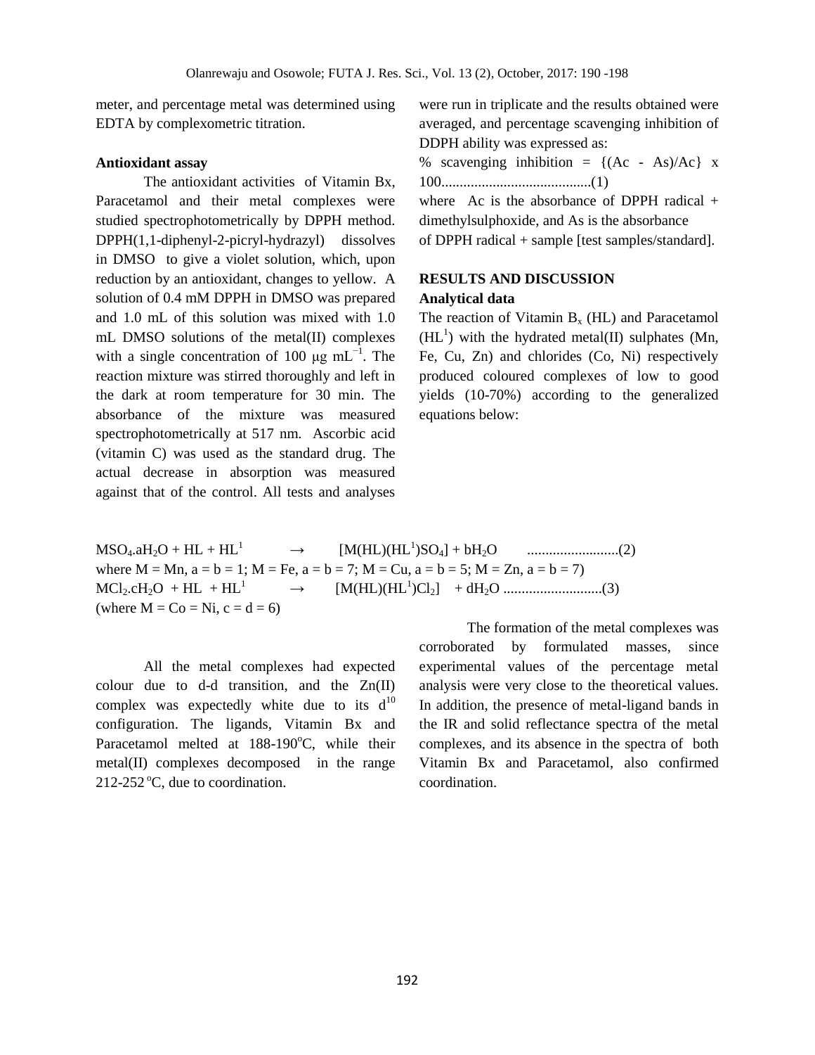meter, and percentage metal was determined using EDTA by complexometric titration.

**Antioxidant assay**

The antioxidant activities of Vitamin Bx, Paracetamol and their metal complexes were studied spectrophotometrically by DPPH method. DPPH(1,1-diphenyl-2-picryl-hydrazyl) dissolves in DMSO to give a violet solution, which, upon reduction by an antioxidant, changes to yellow. A solution of 0.4 mM DPPH in DMSO was prepared and 1.0 mL of this solution was mixed with 1.0 mL DMSO solutions of the metal(II) complexes with a single concentration of 100 μg $mL^{-1}$. The reaction mixture was stirred thoroughly and left in the dark at room temperature for 30 min. The absorbance of the mixture was measured spectrophotometrically at 517 nm. Ascorbic acid (vitamin C) was used as the standard drug. The actual decrease in absorption was measured against that of the control. All tests and analyses were run in triplicate and the results obtained were averaged, and percentage scavenging inhibition of DDPH ability was expressed as:

$$\% \text{ scavenging inhibition} = \{(Ac - As)/Ac\} \times 100 \quad \ldots\ldots(1)$$

where Ac is the absorbance of DPPH radical + dimethylsulphoxide, and As is the absorbance of DPPH radical + sample [test samples/standard].

**RESULTS AND DISCUSSION**

**Analytical data**

The reaction of Vitamin $B_x$ (HL) and Paracetamol ($HL^1$) with the hydrated metal(II) sulphates (Mn, Fe, Cu, Zn) and chlorides (Co, Ni) respectively produced coloured complexes of low to good yields (10-70%) according to the generalized equations below:

$$MSO_4.aH_2O + HL + HL^1 \rightarrow [M(HL)(HL^1)SO_4] + bH_2O \quad \ldots\ldots(2)$$

where M = Mn, a = b = 1; M = Fe, a = b = 7; M = Cu, a = b = 5; M = Zn, a = b = 7)

$$MCl_2.cH_2O + HL + HL^1 \rightarrow [M(HL)(HL^1)Cl_2] + dH_2O \quad \ldots\ldots(3)$$

(where M = Co = Ni, c = d = 6)

All the metal complexes had expected colour due to d-d transition, and the Zn(II) complex was expectedly white due to its $d^{10}$ configuration. The ligands, Vitamin Bx and Paracetamol melted at 188-190°C, while their metal(II) complexes decomposed in the range 212-252 °C, due to coordination.

The formation of the metal complexes was corroborated by formulated masses, since experimental values of the percentage metal analysis were very close to the theoretical values. In addition, the presence of metal-ligand bands in the IR and solid reflectance spectra of the metal complexes, and its absence in the spectra of both Vitamin Bx and Paracetamol, also confirmed coordination.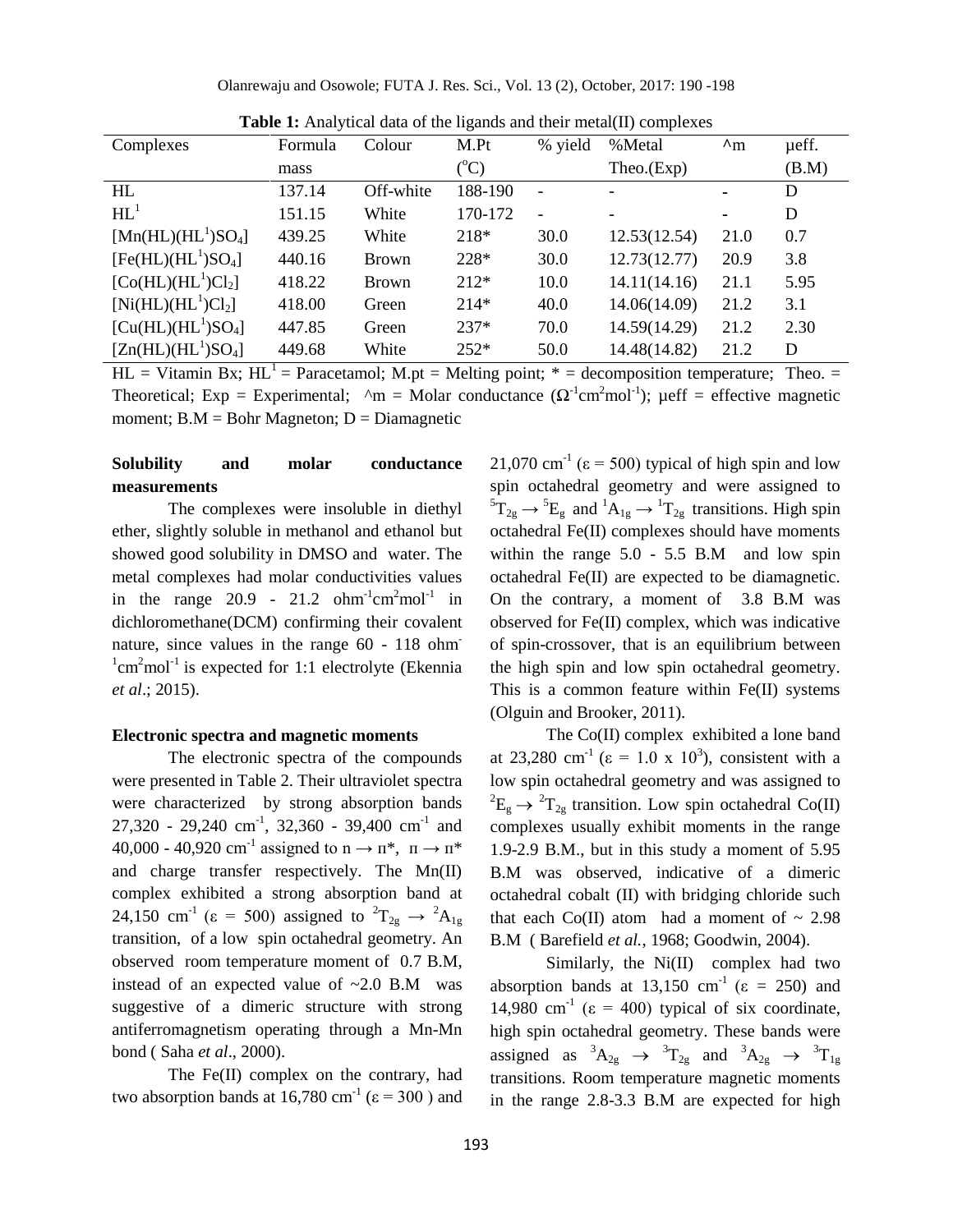**Table 1:** Analytical data of the ligands and their metal(II) complexes

| Complexes | Formula mass | Colour | M.Pt ($^{o}$C) | % yield | %Metal Theo.(Exp) | ^m | μeff. (B.M) |
|---|---|---|---|---|---|---|---|
| HL | 137.14 | Off-white | 188-190 | - | - | - | D |
| $HL^1$ | 151.15 | White | 170-172 | - | - | - | D |
| $[Mn(HL)(HL^1)SO_4]$ | 439.25 | White | 218* | 30.0 | 12.53(12.54) | 21.0 | 0.7 |
| $[Fe(HL)(HL^1)SO_4]$ | 440.16 | Brown | 228* | 30.0 | 12.73(12.77) | 20.9 | 3.8 |
| $[Co(HL)(HL^1)Cl_2]$ | 418.22 | Brown | 212* | 10.0 | 14.11(14.16) | 21.1 | 5.95 |
| $[Ni(HL)(HL^1)Cl_2]$ | 418.00 | Green | 214* | 40.0 | 14.06(14.09) | 21.2 | 3.1 |
| $[Cu(HL)(HL^1)SO_4]$ | 447.85 | Green | 237* | 70.0 | 14.59(14.29) | 21.2 | 2.30 |
| $[Zn(HL)(HL^1)SO_4]$ | 449.68 | White | 252* | 50.0 | 14.48(14.82) | 21.2 | D |

HL = Vitamin Bx; $HL^1$ = Paracetamol; M.pt = Melting point; * = decomposition temperature; Theo. = Theoretical; Exp = Experimental; ^m = Molar conductance ($\Omega^{-1}cm^2mol^{-1}$); μeff = effective magnetic moment; B.M = Bohr Magneton; D = Diamagnetic

**Solubility and molar conductance measurements**

The complexes were insoluble in diethyl ether, slightly soluble in methanol and ethanol but showed good solubility in DMSO and water. The metal complexes had molar conductivities values in the range 20.9 - 21.2 $ohm^{-1}cm^2mol^{-1}$ in dichloromethane(DCM) confirming their covalent nature, since values in the range 60 - 118 $ohm^{-1}cm^2mol^{-1}$ is expected for 1:1 electrolyte (Ekennia *et al*.; 2015).

**Electronic spectra and magnetic moments**

The electronic spectra of the compounds were presented in Table 2. Their ultraviolet spectra were characterized by strong absorption bands 27,320 - 29,240 $cm^{-1}$, 32,360 - 39,400 $cm^{-1}$ and 40,000 - 40,920 $cm^{-1}$ assigned to $n \rightarrow \pi^*$, $\pi \rightarrow \pi^*$ and charge transfer respectively. The Mn(II) complex exhibited a strong absorption band at 24,150 $cm^{-1}$ ($\varepsilon$ = 500) assigned to ${}^2T_{2g} \rightarrow {}^2A_{1g}$ transition, of a low spin octahedral geometry. An observed room temperature moment of 0.7 B.M, instead of an expected value of ~2.0 B.M was suggestive of a dimeric structure with strong antiferromagnetism operating through a Mn-Mn bond ( Saha *et al*., 2000).

The Fe(II) complex on the contrary, had two absorption bands at 16,780 $cm^{-1}$ ($\varepsilon$ = 300 ) and 21,070 $cm^{-1}$ ($\varepsilon$ = 500) typical of high spin and low spin octahedral geometry and were assigned to ${}^5T_{2g} \rightarrow {}^5E_g$ and ${}^1A_{1g} \rightarrow {}^1T_{2g}$ transitions. High spin octahedral Fe(II) complexes should have moments within the range 5.0 - 5.5 B.M and low spin octahedral Fe(II) are expected to be diamagnetic. On the contrary, a moment of 3.8 B.M was observed for Fe(II) complex, which was indicative of spin-crossover, that is an equilibrium between the high spin and low spin octahedral geometry. This is a common feature within Fe(II) systems (Olguin and Brooker, 2011).

The Co(II) complex exhibited a lone band at 23,280 $cm^{-1}$ ($\varepsilon$ = 1.0 x $10^3$), consistent with a low spin octahedral geometry and was assigned to ${}^2E_g \rightarrow {}^2T_{2g}$ transition. Low spin octahedral Co(II) complexes usually exhibit moments in the range 1.9-2.9 B.M., but in this study a moment of 5.95 B.M was observed, indicative of a dimeric octahedral cobalt (II) with bridging chloride such that each Co(II) atom had a moment of ~ 2.98 B.M ( Barefield *et al.*, 1968; Goodwin, 2004).

Similarly, the Ni(II) complex had two absorption bands at 13,150 $cm^{-1}$ ($\varepsilon$ = 250) and 14,980 $cm^{-1}$ ($\varepsilon$ = 400) typical of six coordinate, high spin octahedral geometry. These bands were assigned as ${}^3A_{2g} \rightarrow {}^3T_{2g}$ and ${}^3A_{2g} \rightarrow {}^3T_{1g}$ transitions. Room temperature magnetic moments in the range 2.8-3.3 B.M are expected for high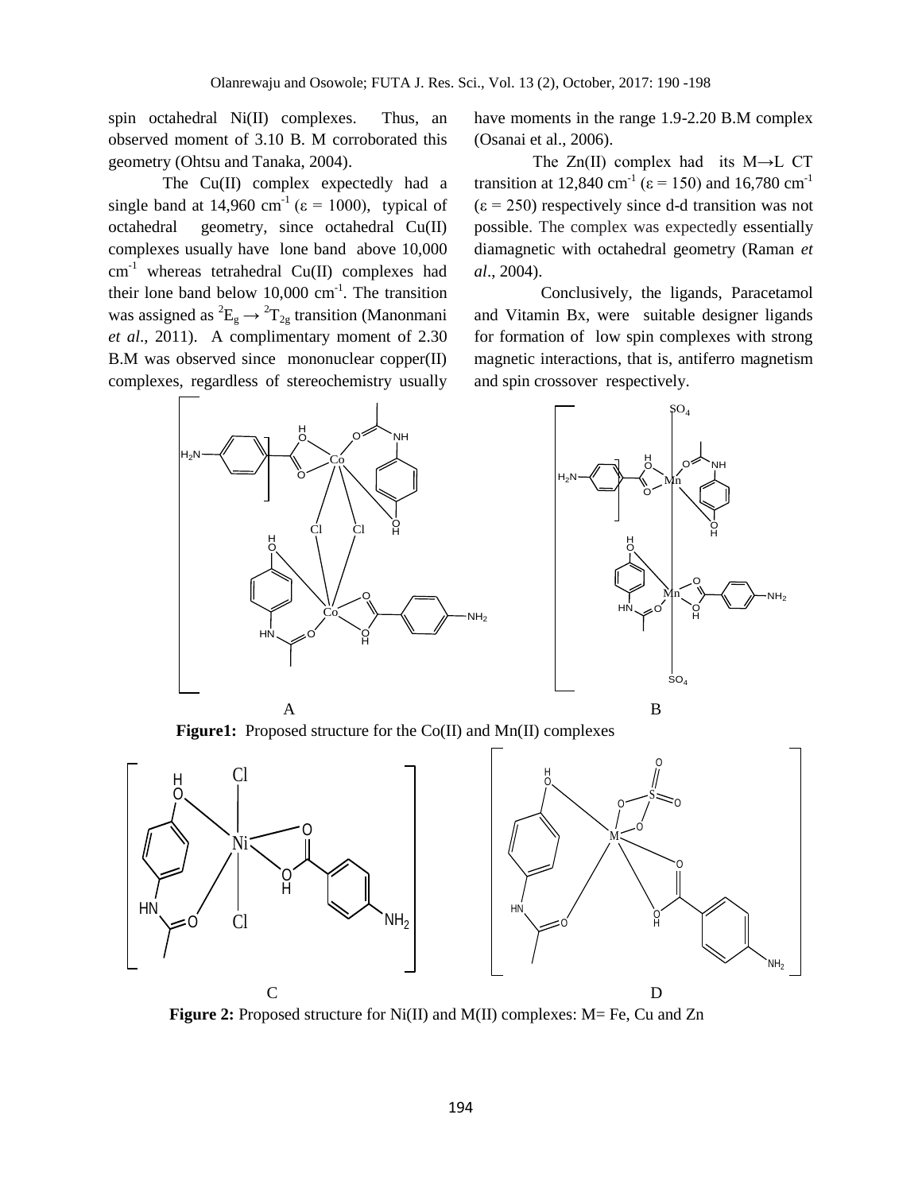spin octahedral Ni(II) complexes. Thus, an observed moment of 3.10 B. M corroborated this geometry (Ohtsu and Tanaka, 2004).

The Cu(II) complex expectedly had a single band at 14,960 $cm^{-1}$ ($\varepsilon$ = 1000), typical of octahedral geometry, since octahedral Cu(II) complexes usually have lone band above 10,000 $cm^{-1}$ whereas tetrahedral Cu(II) complexes had their lone band below 10,000 $cm^{-1}$. The transition was assigned as $^2E_g \rightarrow {}^2T_{2g}$ transition (Manonmani *et al*., 2011). A complimentary moment of 2.30 B.M was observed since mononuclear copper(II) complexes, regardless of stereochemistry usually have moments in the range 1.9-2.20 B.M complex (Osanai et al., 2006).

The Zn(II) complex had its M→L CT transition at 12,840 $cm^{-1}$ ($\varepsilon$ = 150) and 16,780 $cm^{-1}$ ($\varepsilon$ = 250) respectively since d-d transition was not possible. The complex was expectedly essentially diamagnetic with octahedral geometry (Raman *et al*., 2004).

Conclusively, the ligands, Paracetamol and Vitamin Bx, were suitable designer ligands for formation of low spin complexes with strong magnetic interactions, that is, antiferro magnetism and spin crossover respectively.

A B

**Figure1:** Proposed structure for the Co(II) and Mn(II) complexes

C D

**Figure 2:** Proposed structure for Ni(II) and M(II) complexes: M= Fe, Cu and Zn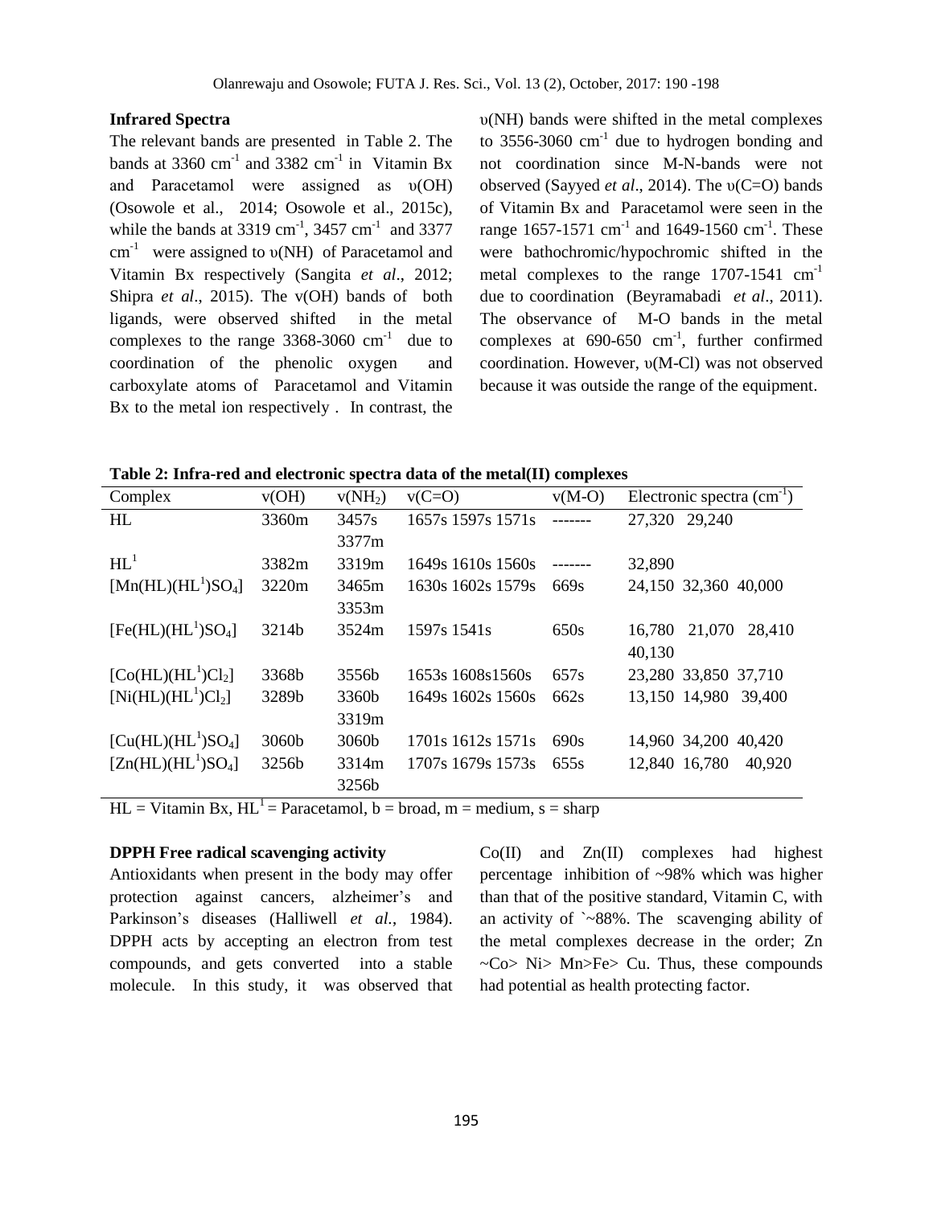### Infrared Spectra

The relevant bands are presented in Table 2. The bands at 3360 $cm^{-1}$ and 3382 $cm^{-1}$ in Vitamin Bx and Paracetamol were assigned as υ(OH) (Osowole et al., 2014; Osowole et al., 2015c), while the bands at 3319 $cm^{-1}$, 3457 $cm^{-1}$ and 3377 $cm^{-1}$ were assigned to υ(NH) of Paracetamol and Vitamin Bx respectively (Sangita *et al*., 2012; Shipra *et al*., 2015). The v(OH) bands of both ligands, were observed shifted in the metal complexes to the range 3368-3060 $cm^{-1}$ due to coordination of the phenolic oxygen and carboxylate atoms of Paracetamol and Vitamin Bx to the metal ion respectively . In contrast, the υ(NH) bands were shifted in the metal complexes to 3556-3060 $cm^{-1}$ due to hydrogen bonding and not coordination since M-N-bands were not observed (Sayyed *et al*., 2014). The υ(C=O) bands of Vitamin Bx and Paracetamol were seen in the range 1657-1571 $cm^{-1}$ and 1649-1560 $cm^{-1}$. These were bathochromic/hypochromic shifted in the metal complexes to the range 1707-1541 $cm^{-1}$ due to coordination (Beyramabadi *et al*., 2011). The observance of M-O bands in the metal complexes at 690-650 $cm^{-1}$, further confirmed coordination. However, υ(M-Cl) was not observed because it was outside the range of the equipment.

**Table 2: Infra-red and electronic spectra data of the metal(II) complexes**

| Complex | v(OH) | v($NH_2$) | v(C=O) | v(M-O) | Electronic spectra ($cm^{-1}$) |
|---|---|---|---|---|---|
| HL | 3360m | 3457s 3377m | 1657s 1597s 1571s | ------- | 27,320 29,240 |
| $HL^1$ | 3382m | 3319m | 1649s 1610s 1560s | ------- | 32,890 |
| $[Mn(HL)(HL^1)SO_4]$ | 3220m | 3465m 3353m | 1630s 1602s 1579s | 669s | 24,150 32,360 40,000 |
| $[Fe(HL)(HL^1)SO_4]$ | 3214b | 3524m | 1597s 1541s | 650s | 16,780 21,070 28,410 40,130 |
| $[Co(HL)(HL^1)Cl_2]$ | 3368b | 3556b | 1653s 1608s1560s | 657s | 23,280 33,850 37,710 |
| $[Ni(HL)(HL^1)Cl_2]$ | 3289b | 3360b 3319m | 1649s 1602s 1560s | 662s | 13,150 14,980 39,400 |
| $[Cu(HL)(HL^1)SO_4]$ | 3060b | 3060b | 1701s 1612s 1571s | 690s | 14,960 34,200 40,420 |
| $[Zn(HL)(HL^1)SO_4]$ | 3256b | 3314m 3256b | 1707s 1679s 1573s | 655s | 12,840 16,780 40,920 |

HL = Vitamin Bx, $HL^1$ = Paracetamol, b = broad, m = medium, s = sharp

### DPPH Free radical scavenging activity

Antioxidants when present in the body may offer protection against cancers, alzheimer's and Parkinson's diseases (Halliwell *et al.,* 1984). DPPH acts by accepting an electron from test compounds, and gets converted into a stable molecule. In this study, it was observed that Co(II) and Zn(II) complexes had highest percentage inhibition of ~98% which was higher than that of the positive standard, Vitamin C, with an activity of `~88%. The scavenging ability of the metal complexes decrease in the order; Zn ~Co> Ni> Mn>Fe> Cu. Thus, these compounds had potential as health protecting factor.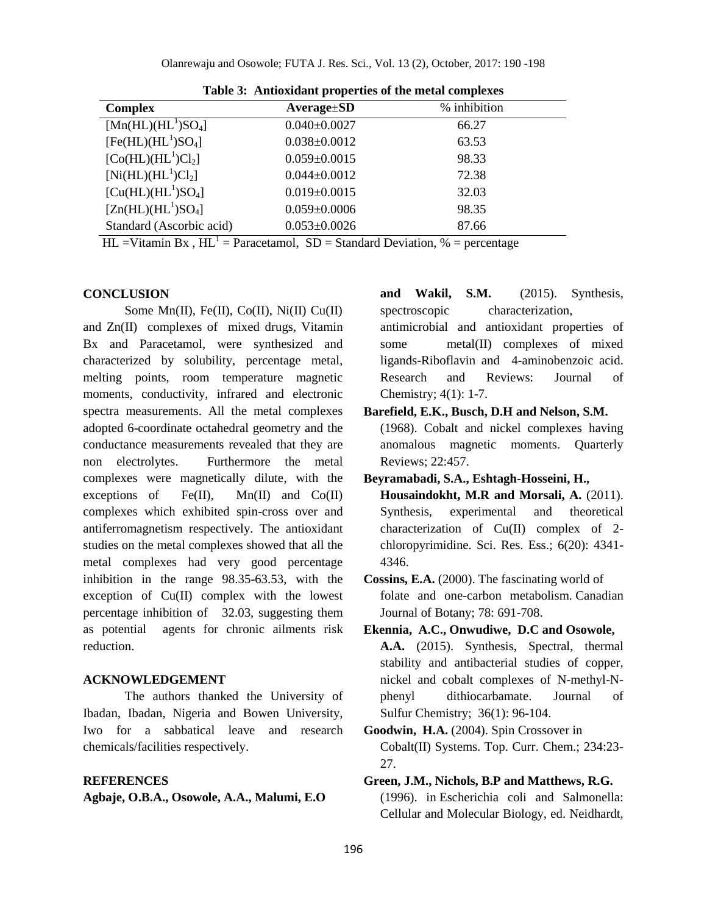**Table 3: Antioxidant properties of the metal complexes**

| Complex | Average±SD | % inhibition |
|---|---|---|
| $[Mn(HL)(HL^1)SO_4]$ | 0.040±0.0027 | 66.27 |
| $[Fe(HL)(HL^1)SO_4]$ | 0.038±0.0012 | 63.53 |
| $[Co(HL)(HL^1)Cl_2]$ | 0.059±0.0015 | 98.33 |
| $[Ni(HL)(HL^1)Cl_2]$ | 0.044±0.0012 | 72.38 |
| $[Cu(HL)(HL^1)SO_4]$ | 0.019±0.0015 | 32.03 |
| $[Zn(HL)(HL^1)SO_4]$ | 0.059±0.0006 | 98.35 |
| Standard (Ascorbic acid) | 0.053±0.0026 | 87.66 |

HL =Vitamin Bx , $HL^1$ = Paracetamol, SD = Standard Deviation, % = percentage

## CONCLUSION

Some Mn(II), Fe(II), Co(II), Ni(II) Cu(II) and Zn(II) complexes of mixed drugs, Vitamin Bx and Paracetamol, were synthesized and characterized by solubility, percentage metal, melting points, room temperature magnetic moments, conductivity, infrared and electronic spectra measurements. All the metal complexes adopted 6-coordinate octahedral geometry and the conductance measurements revealed that they are non electrolytes. Furthermore the metal complexes were magnetically dilute, with the exceptions of Fe(II), Mn(II) and Co(II) complexes which exhibited spin-cross over and antiferromagnetism respectively. The antioxidant studies on the metal complexes showed that all the metal complexes had very good percentage inhibition in the range 98.35-63.53, with the exception of Cu(II) complex with the lowest percentage inhibition of 32.03, suggesting them as potential agents for chronic ailments risk reduction.

## ACKNOWLEDGEMENT

The authors thanked the University of Ibadan, Ibadan, Nigeria and Bowen University, Iwo for a sabbatical leave and research chemicals/facilities respectively.

## REFERENCES

**Agbaje, O.B.A., Osowole, A.A., Malumi, E.O and Wakil, S.M.** (2015). Synthesis, spectroscopic characterization, antimicrobial and antioxidant properties of some metal(II) complexes of mixed ligands-Riboflavin and 4-aminobenzoic acid. Research and Reviews: Journal of Chemistry; 4(1): 1-7.

**Barefield, E.K., Busch, D.H and Nelson, S.M.** (1968). Cobalt and nickel complexes having anomalous magnetic moments. Quarterly Reviews; 22:457.

**Beyramabadi, S.A., Eshtagh-Hosseini, H., Housaindokht, M.R and Morsali, A.** (2011). Synthesis, experimental and theoretical characterization of Cu(II) complex of 2-chloropyrimidine. Sci. Res. Ess.; 6(20): 4341-4346.

**Cossins, E.A.** (2000). The fascinating world of folate and one-carbon metabolism. Canadian Journal of Botany; 78: 691-708.

**Ekennia, A.C., Onwudiwe, D.C and Osowole, A.A.** (2015). Synthesis, Spectral, thermal stability and antibacterial studies of copper, nickel and cobalt complexes of N-methyl-N-phenyl dithiocarbamate. Journal of Sulfur Chemistry; 36(1): 96-104.

**Goodwin, H.A.** (2004). Spin Crossover in Cobalt(II) Systems. Top. Curr. Chem.; 234:23-27.

**Green, J.M., Nichols, B.P and Matthews, R.G.** (1996). in Escherichia coli and Salmonella: Cellular and Molecular Biology, ed. Neidhardt,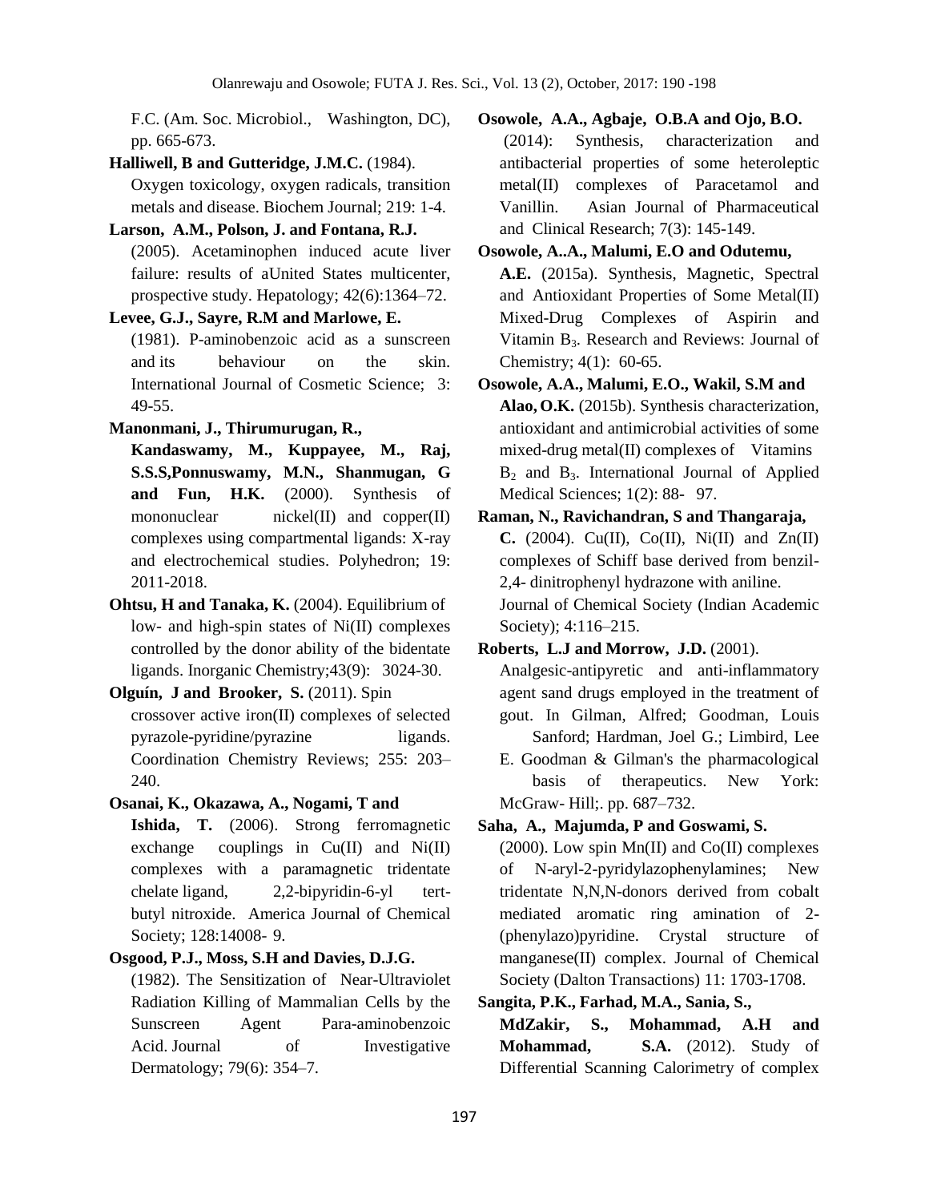F.C. (Am. Soc. Microbiol., Washington, DC), pp. 665-673.

**Halliwell, B and Gutteridge, J.M.C.** (1984). Oxygen toxicology, oxygen radicals, transition metals and disease. Biochem Journal; 219: 1-4.

**Larson, A.M., Polson, J. and Fontana, R.J.** (2005). Acetaminophen induced acute liver failure: results of aUnited States multicenter, prospective study. Hepatology; 42(6):1364–72.

**Levee, G.J., Sayre, R.M and Marlowe, E.** (1981). P-aminobenzoic acid as a sunscreen and its behaviour on the skin. International Journal of Cosmetic Science; 3: 49-55.

**Manonmani, J., Thirumurugan, R., Kandaswamy, M., Kuppayee, M., Raj, S.S.S,Ponnuswamy, M.N., Shanmugan, G and Fun, H.K.** (2000). Synthesis of mononuclear nickel(II) and copper(II) complexes using compartmental ligands: X-ray and electrochemical studies. Polyhedron; 19: 2011-2018.

**Ohtsu, H and Tanaka, K.** (2004). Equilibrium of low- and high-spin states of Ni(II) complexes controlled by the donor ability of the bidentate ligands. Inorganic Chemistry;43(9): 3024-30.

**Olguín, J and Brooker, S.** (2011). Spin crossover active iron(II) complexes of selected pyrazole-pyridine/pyrazine ligands. Coordination Chemistry Reviews; 255: 203–240.

**Osanai, K., Okazawa, A., Nogami, T and Ishida, T.** (2006). Strong ferromagnetic exchange couplings in Cu(II) and Ni(II) complexes with a paramagnetic tridentate chelate ligand, 2,2-bipyridin-6-yl tert-butyl nitroxide. America Journal of Chemical Society; 128:14008- 9.

**Osgood, P.J., Moss, S.H and Davies, D.J.G.** (1982). The Sensitization of Near-Ultraviolet Radiation Killing of Mammalian Cells by the Sunscreen Agent Para-aminobenzoic Acid. Journal of Investigative Dermatology; 79(6): 354–7.

**Osowole, A.A., Agbaje, O.B.A and Ojo, B.O.** (2014): Synthesis, characterization and antibacterial properties of some heteroleptic metal(II) complexes of Paracetamol and Vanillin. Asian Journal of Pharmaceutical and Clinical Research; 7(3): 145-149.

**Osowole, A..A., Malumi, E.O and Odutemu, A.E.** (2015a). Synthesis, Magnetic, Spectral and Antioxidant Properties of Some Metal(II) Mixed-Drug Complexes of Aspirin and Vitamin $B_3$. Research and Reviews: Journal of Chemistry; 4(1): 60-65.

**Osowole, A.A., Malumi, E.O., Wakil, S.M and Alao, O.K.** (2015b). Synthesis characterization, antioxidant and antimicrobial activities of some mixed-drug metal(II) complexes of Vitamins $B_2$ and $B_3$. International Journal of Applied Medical Sciences; 1(2): 88- 97.

**Raman, N., Ravichandran, S and Thangaraja, C.** (2004). Cu(II), Co(II), Ni(II) and Zn(II) complexes of Schiff base derived from benzil-2,4- dinitrophenyl hydrazone with aniline. Journal of Chemical Society (Indian Academic Society); 4:116–215.

**Roberts, L.J and Morrow, J.D.** (2001). Analgesic-antipyretic and anti-inflammatory agent sand drugs employed in the treatment of gout. In Gilman, Alfred; Goodman, Louis Sanford; Hardman, Joel G.; Limbird, Lee E. Goodman & Gilman's the pharmacological basis of therapeutics. New York: McGraw- Hill;. pp. 687–732.

**Saha, A., Majumda, P and Goswami, S.** (2000). Low spin Mn(II) and Co(II) complexes of N-aryl-2-pyridylazophenylamines; New tridentate N,N,N-donors derived from cobalt mediated aromatic ring amination of 2-(phenylazo)pyridine. Crystal structure of manganese(II) complex. Journal of Chemical Society (Dalton Transactions) 11: 1703-1708.

**Sangita, P.K., Farhad, M.A., Sania, S., MdZakir, S., Mohammad, A.H and Mohammad, S.A.** (2012). Study of Differential Scanning Calorimetry of complex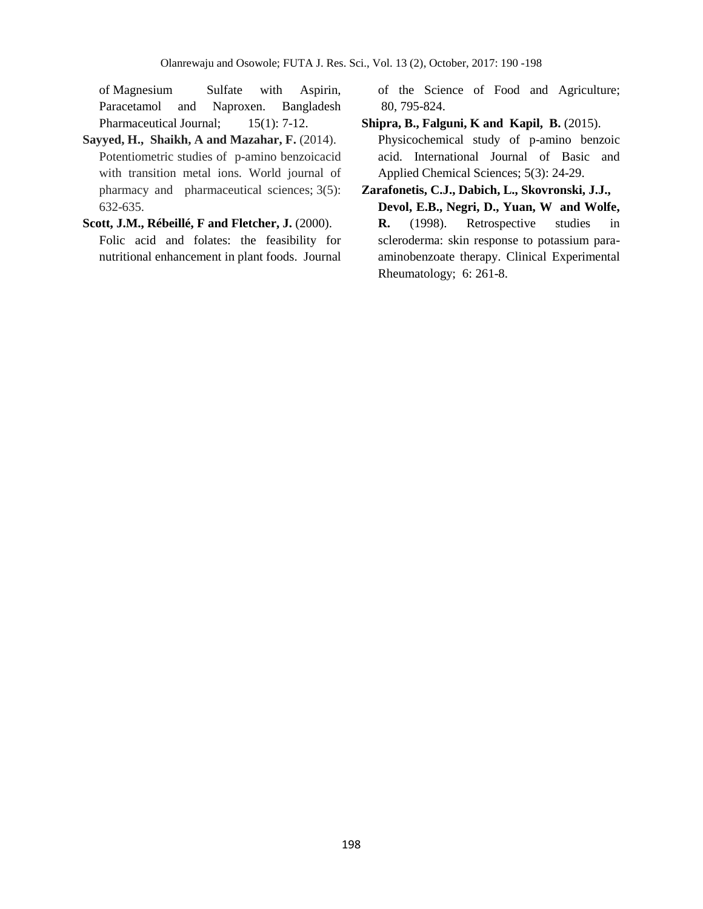of Magnesium Sulfate with Aspirin, Paracetamol and Naproxen. Bangladesh Pharmaceutical Journal; 15(1): 7-12.

**Sayyed, H., Shaikh, A and Mazahar, F.** (2014). Potentiometric studies of p-amino benzoicacid with transition metal ions. World journal of pharmacy and pharmaceutical sciences; 3(5): 632-635.

**Scott, J.M., Rébeillé, F and Fletcher, J.** (2000). Folic acid and folates: the feasibility for nutritional enhancement in plant foods. Journal of the Science of Food and Agriculture; 80, 795-824.

**Shipra, B., Falguni, K and Kapil, B.** (2015). Physicochemical study of p-amino benzoic acid. International Journal of Basic and Applied Chemical Sciences; 5(3): 24-29.

**Zarafonetis, C.J., Dabich, L., Skovronski, J.J., Devol, E.B., Negri, D., Yuan, W and Wolfe, R.** (1998). Retrospective studies in scleroderma: skin response to potassium para-aminobenzoate therapy. Clinical Experimental Rheumatology; 6: 261-8.